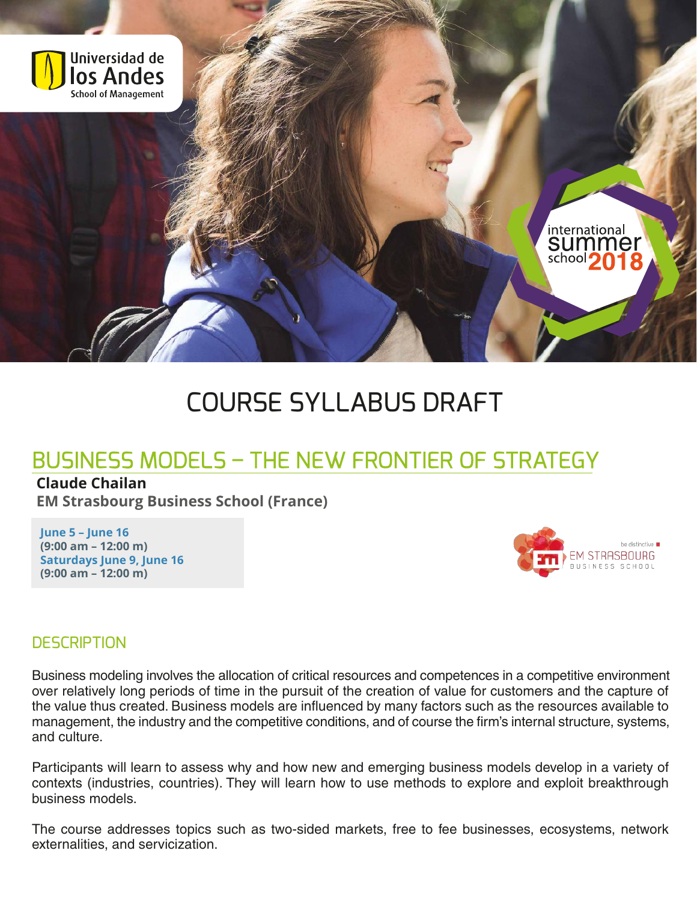Universidad de los Andes
School of Management

international summer school 2018

# COURSE SYLLABUS DRAFT

## BUSINESS MODELS – THE NEW FRONTIER OF STRATEGY

**Claude Chailan**
**EM Strasbourg Business School (France)**

**June 5 – June 16**
**(9:00 am – 12:00 m)**
**Saturdays June 9, June 16**
**(9:00 am – 12:00 m)**

be distinctive
EM STRASBOURG
BUSINESS SCHOOL

### DESCRIPTION

Business modeling involves the allocation of critical resources and competences in a competitive environment over relatively long periods of time in the pursuit of the creation of value for customers and the capture of the value thus created. Business models are influenced by many factors such as the resources available to management, the industry and the competitive conditions, and of course the firm's internal structure, systems, and culture.

Participants will learn to assess why and how new and emerging business models develop in a variety of contexts (industries, countries). They will learn how to use methods to explore and exploit breakthrough business models.

The course addresses topics such as two-sided markets, free to fee businesses, ecosystems, network externalities, and servicization.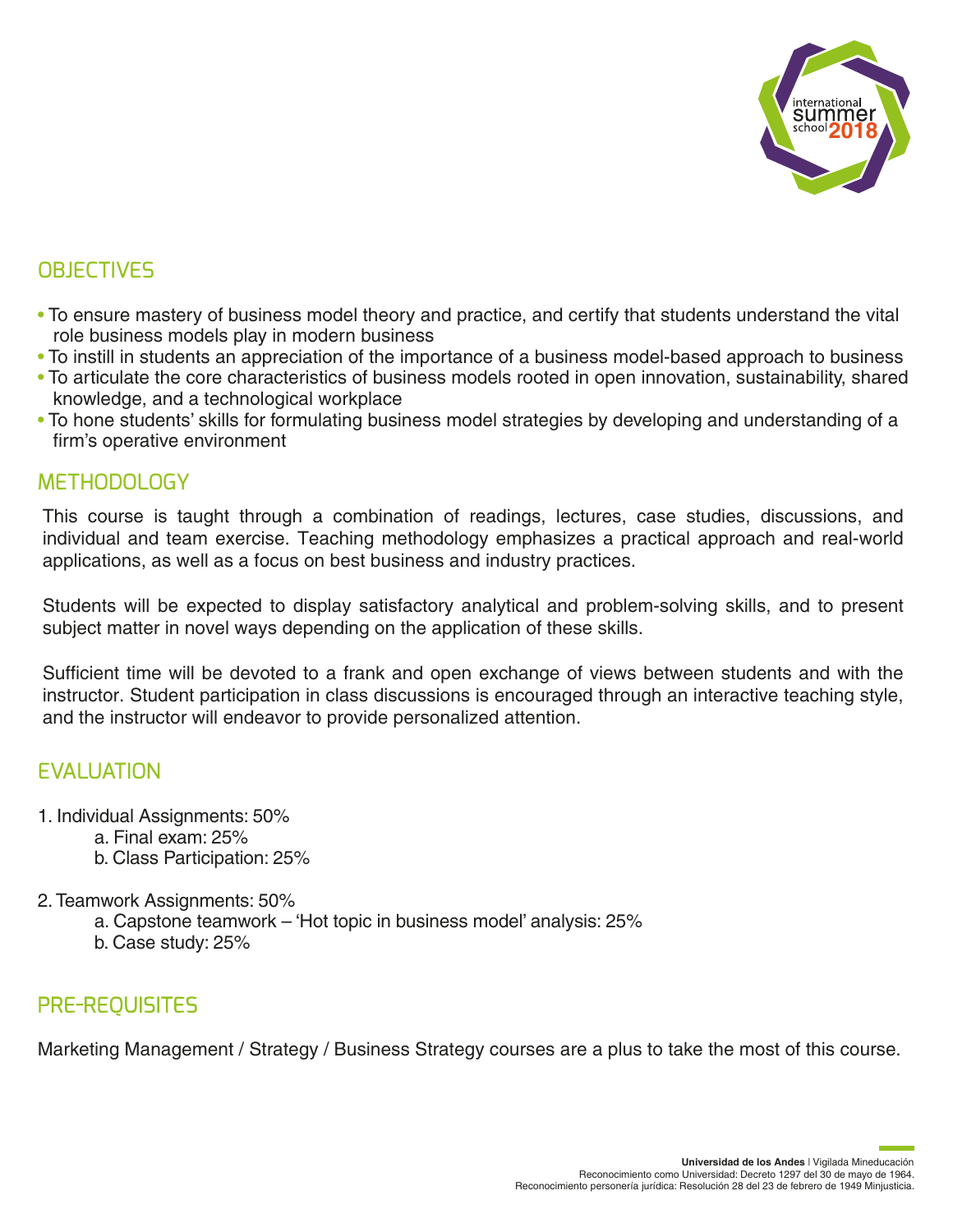## OBJECTIVES

- To ensure mastery of business model theory and practice, and certify that students understand the vital role business models play in modern business
- To instill in students an appreciation of the importance of a business model-based approach to business
- To articulate the core characteristics of business models rooted in open innovation, sustainability, shared knowledge, and a technological workplace
- To hone students' skills for formulating business model strategies by developing and understanding of a firm's operative environment

## METHODOLOGY

This course is taught through a combination of readings, lectures, case studies, discussions, and individual and team exercise. Teaching methodology emphasizes a practical approach and real-world applications, as well as a focus on best business and industry practices.

Students will be expected to display satisfactory analytical and problem-solving skills, and to present subject matter in novel ways depending on the application of these skills.

Sufficient time will be devoted to a frank and open exchange of views between students and with the instructor. Student participation in class discussions is encouraged through an interactive teaching style, and the instructor will endeavor to provide personalized attention.

## EVALUATION

1. Individual Assignments: 50%
   a. Final exam: 25%
   b. Class Participation: 25%

2. Teamwork Assignments: 50%
   a. Capstone teamwork – 'Hot topic in business model' analysis: 25%
   b. Case study: 25%

## PRE-REQUISITES

Marketing Management / Strategy / Business Strategy courses are a plus to take the most of this course.